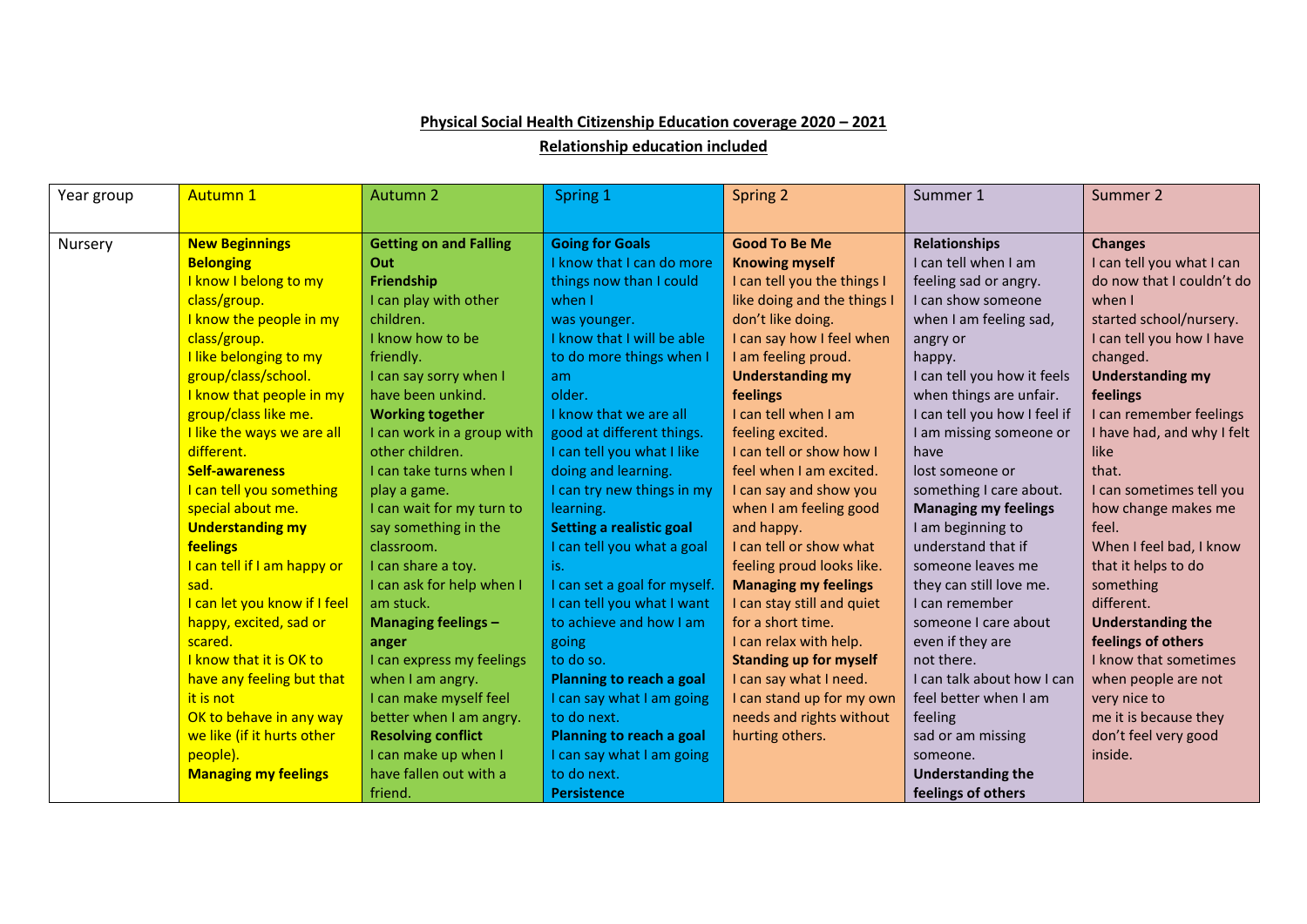**Physical Social Health Citizenship Education coverage 2020 – 2021**

**Relationship education included**

| Year group | Autumn 1 | Autumn 2 | Spring 1 | Spring 2 | Summer 1 | Summer 2 |
| --- | --- | --- | --- | --- | --- | --- |
| Nursery | **New Beginnings** **Belonging** I know I belong to my class/group. I know the people in my class/group. I like belonging to my group/class/school. I know that people in my group/class like me. I like the ways we are all different. **Self-awareness** I can tell you something special about me. **Understanding my feelings** I can tell if I am happy or sad. I can let you know if I feel happy, excited, sad or scared. I know that it is OK to have any feeling but that it is not OK to behave in any way we like (if it hurts other people). **Managing my feelings** | **Getting on and Falling Out** **Friendship** I can play with other children. I know how to be friendly. I can say sorry when I have been unkind. **Working together** I can work in a group with other children. I can take turns when I play a game. I can wait for my turn to say something in the classroom. I can share a toy. I can ask for help when I am stuck. **Managing feelings – anger** I can express my feelings when I am angry. I can make myself feel better when I am angry. **Resolving conflict** I can make up when I have fallen out with a friend. | **Going for Goals** I know that I can do more things now than I could when I was younger. I know that I will be able to do more things when I am older. I know that we are all good at different things. I can tell you what I like doing and learning. I can try new things in my learning. **Setting a realistic goal** I can tell you what a goal is. I can set a goal for myself. I can tell you what I want to achieve and how I am going to do so. **Planning to reach a goal** I can say what I am going to do next. **Planning to reach a goal** I can say what I am going to do next. **Persistence** | **Good To Be Me** **Knowing myself** I can tell you the things I like doing and the things I don't like doing. I can say how I feel when I am feeling proud. **Understanding my feelings** I can tell when I am feeling excited. I can tell or show how I feel when I am excited. I can say and show you when I am feeling good and happy. I can tell or show what feeling proud looks like. **Managing my feelings** I can stay still and quiet for a short time. I can relax with help. **Standing up for myself** I can say what I need. I can stand up for my own needs and rights without hurting others. | **Relationships** I can tell when I am feeling sad or angry. I can show someone when I am feeling sad, angry or happy. I can tell you how it feels when things are unfair. I can tell you how I feel if I am missing someone or have lost someone or something I care about. **Managing my feelings** I am beginning to understand that if someone leaves me they can still love me. I can remember someone I care about even if they are not there. I can talk about how I can feel better when I am feeling sad or am missing someone. **Understanding the feelings of others** | **Changes** I can tell you what I can do now that I couldn't do when I started school/nursery. I can tell you how I have changed. **Understanding my feelings** I can remember feelings I have had, and why I felt like that. I can sometimes tell you how change makes me feel. When I feel bad, I know that it helps to do something different. **Understanding the feelings of others** I know that sometimes when people are not very nice to me it is because they don't feel very good inside. |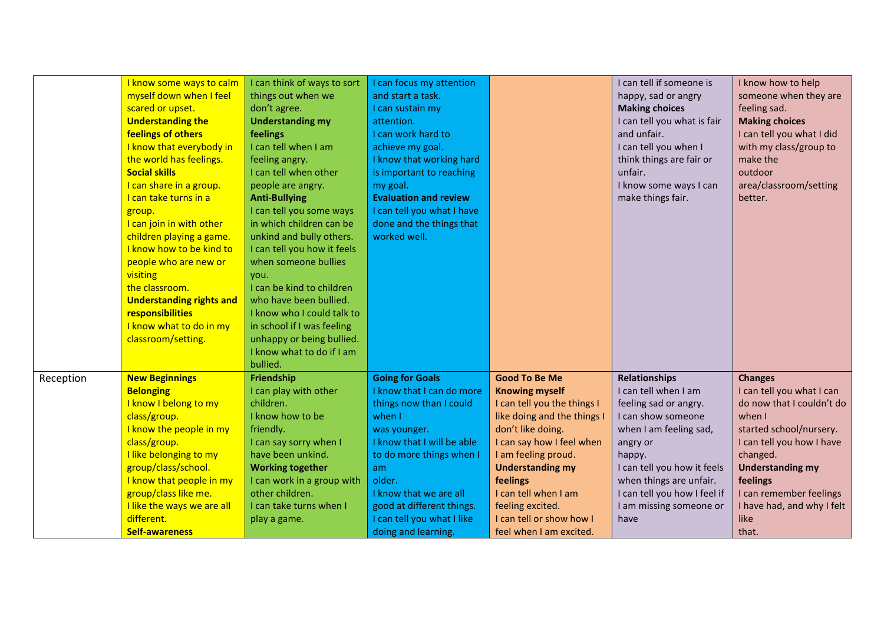| | | | | | | |
|---|---|---|---|---|---|---|
| | I know some ways to calm myself down when I feel scared or upset. **Understanding the feelings of others** I know that everybody in the world has feelings. **Social skills** I can share in a group. I can take turns in a group. I can join in with other children playing a game. I know how to be kind to people who are new or visiting the classroom. **Understanding rights and responsibilities** I know what to do in my classroom/setting. | I can think of ways to sort things out when we don't agree. **Understanding my feelings** I can tell when I am feeling angry. I can tell when other people are angry. **Anti-Bullying** I can tell you some ways in which children can be unkind and bully others. I can tell you how it feels when someone bullies you. I can be kind to children who have been bullied. I know who I could talk to in school if I was feeling unhappy or being bullied. I know what to do if I am bullied. | I can focus my attention and start a task. I can sustain my attention. I can work hard to achieve my goal. I know that working hard is important to reaching my goal. **Evaluation and review** I can tell you what I have done and the things that worked well. | | I can tell if someone is happy, sad or angry **Making choices** I can tell you what is fair and unfair. I can tell you when I think things are fair or unfair. I know some ways I can make things fair. | I know how to help someone when they are feeling sad. **Making choices** I can tell you what I did with my class/group to make the outdoor area/classroom/setting better. |
| Reception | **New Beginnings** **Belonging** I know I belong to my class/group. I know the people in my class/group. I like belonging to my group/class/school. I know that people in my group/class like me. I like the ways we are all different. **Self-awareness** | **Friendship** I can play with other children. I know how to be friendly. I can say sorry when I have been unkind. **Working together** I can work in a group with other children. I can take turns when I play a game. | **Going for Goals** I know that I can do more things now than I could when I was younger. I know that I will be able to do more things when I am older. I know that we are all good at different things. I can tell you what I like doing and learning. | **Good To Be Me** **Knowing myself** I can tell you the things I like doing and the things I don't like doing. I can say how I feel when I am feeling proud. **Understanding my feelings** I can tell when I am feeling excited. I can tell or show how I feel when I am excited. | **Relationships** I can tell when I am feeling sad or angry. I can show someone when I am feeling sad, angry or happy. I can tell you how it feels when things are unfair. I can tell you how I feel if I am missing someone or have | **Changes** I can tell you what I can do now that I couldn't do when I started school/nursery. I can tell you how I have changed. **Understanding my feelings** I can remember feelings I have had, and why I felt like that. |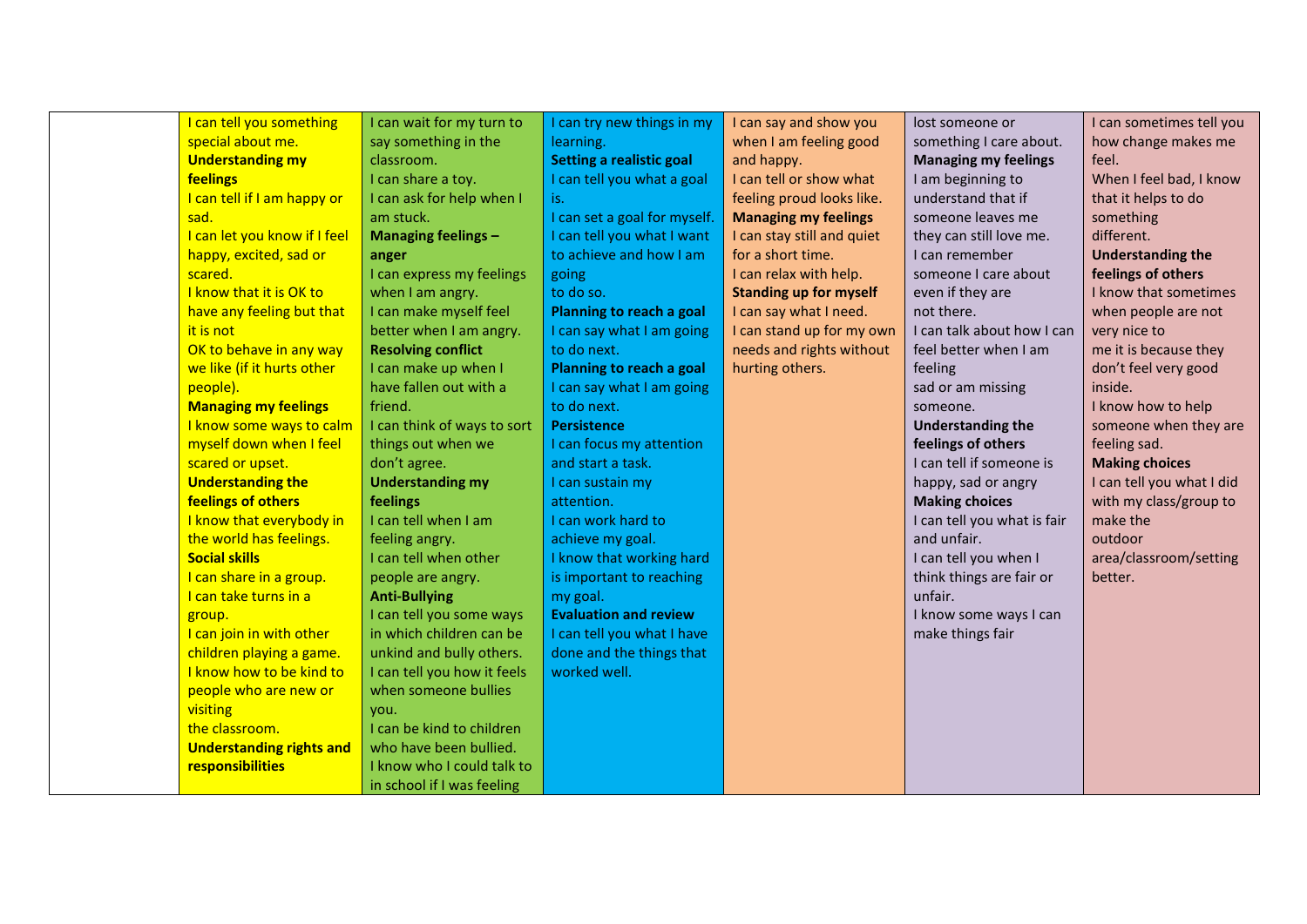| | | | | | | |
|---|---|---|---|---|---|---|
| | I can tell you something special about me.<br>**Understanding my feelings**<br>I can tell if I am happy or sad.<br>I can let you know if I feel happy, excited, sad or scared.<br>I know that it is OK to have any feeling but that it is not<br>OK to behave in any way we like (if it hurts other people).<br>**Managing my feelings**<br>I know some ways to calm myself down when I feel scared or upset.<br>**Understanding the feelings of others**<br>I know that everybody in the world has feelings.<br>**Social skills**<br>I can share in a group.<br>I can take turns in a group.<br>I can join in with other children playing a game.<br>I know how to be kind to people who are new or visiting<br>the classroom.<br>**Understanding rights and responsibilities** | I can wait for my turn to say something in the classroom.<br>I can share a toy.<br>I can ask for help when I am stuck.<br>**Managing feelings – anger**<br>I can express my feelings when I am angry.<br>I can make myself feel better when I am angry.<br>**Resolving conflict**<br>I can make up when I have fallen out with a friend.<br>I can think of ways to sort things out when we don't agree.<br>**Understanding my feelings**<br>I can tell when I am feeling angry.<br>I can tell when other people are angry.<br>**Anti-Bullying**<br>I can tell you some ways in which children can be unkind and bully others.<br>I can tell you how it feels when someone bullies you.<br>I can be kind to children who have been bullied.<br>I know who I could talk to in school if I was feeling | I can try new things in my learning.<br>**Setting a realistic goal**<br>I can tell you what a goal is.<br>I can set a goal for myself.<br>I can tell you what I want to achieve and how I am going<br>to do so.<br>**Planning to reach a goal**<br>I can say what I am going to do next.<br>**Planning to reach a goal**<br>I can say what I am going to do next.<br>**Persistence**<br>I can focus my attention and start a task.<br>I can sustain my attention.<br>I can work hard to achieve my goal.<br>I know that working hard is important to reaching my goal.<br>**Evaluation and review**<br>I can tell you what I have done and the things that worked well. | I can say and show you when I am feeling good and happy.<br>I can tell or show what feeling proud looks like.<br>**Managing my feelings**<br>I can stay still and quiet for a short time.<br>I can relax with help.<br>**Standing up for myself**<br>I can say what I need.<br>I can stand up for my own needs and rights without hurting others. | lost someone or something I care about.<br>**Managing my feelings**<br>I am beginning to understand that if someone leaves me they can still love me.<br>I can remember someone I care about even if they are not there.<br>I can talk about how I can feel better when I am feeling<br>sad or am missing someone.<br>**Understanding the feelings of others**<br>I can tell if someone is happy, sad or angry<br>**Making choices**<br>I can tell you what is fair and unfair.<br>I can tell you when I think things are fair or unfair.<br>I know some ways I can make things fair | I can sometimes tell you how change makes me feel.<br>When I feel bad, I know that it helps to do something different.<br>**Understanding the feelings of others**<br>I know that sometimes when people are not very nice to<br>me it is because they don't feel very good inside.<br>I know how to help someone when they are feeling sad.<br>**Making choices**<br>I can tell you what I did with my class/group to make the<br>outdoor area/classroom/setting better. |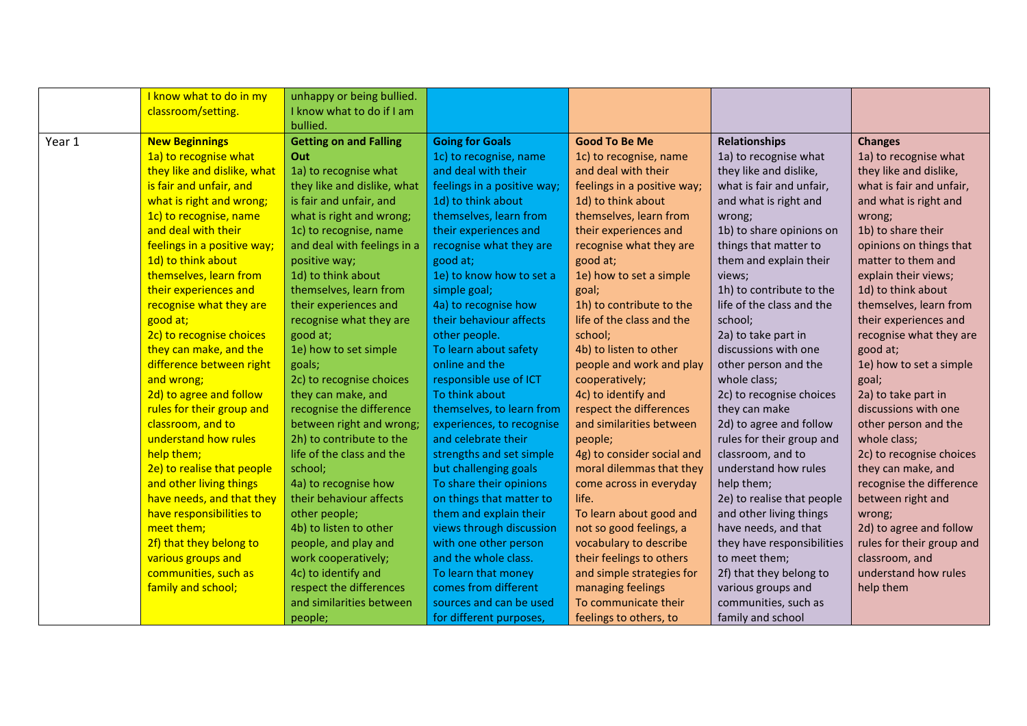| | | | | | | |
|---|---|---|---|---|---|---|
| | I know what to do in my classroom/setting. | unhappy or being bullied. I know what to do if I am bullied. | | | | |
| Year 1 | **New Beginnings** 1a) to recognise what they like and dislike, what is fair and unfair, and what is right and wrong; 1c) to recognise, name and deal with their feelings in a positive way; 1d) to think about themselves, learn from their experiences and recognise what they are good at; 2c) to recognise choices they can make, and the difference between right and wrong; 2d) to agree and follow rules for their group and classroom, and to understand how rules help them; 2e) to realise that people and other living things have needs, and that they have responsibilities to meet them; 2f) that they belong to various groups and communities, such as family and school; | **Getting on and Falling Out** 1a) to recognise what they like and dislike, what is fair and unfair, and what is right and wrong; 1c) to recognise, name and deal with feelings in a positive way; 1d) to think about themselves, learn from their experiences and recognise what they are good at; 1e) how to set simple goals; 2c) to recognise choices they can make, and recognise the difference between right and wrong; 2h) to contribute to the life of the class and the school; 4a) to recognise how their behaviour affects other people; 4b) to listen to other people, and play and work cooperatively; 4c) to identify and respect the differences and similarities between people; | **Going for Goals** 1c) to recognise, name and deal with their feelings in a positive way; 1d) to think about themselves, learn from their experiences and recognise what they are good at; 1e) to know how to set a simple goal; 4a) to recognise how their behaviour affects other people. To learn about safety online and the responsible use of ICT To think about themselves, to learn from experiences, to recognise and celebrate their strengths and set simple but challenging goals To share their opinions on things that matter to them and explain their views through discussion with one other person and the whole class. To learn that money comes from different sources and can be used for different purposes, | **Good To Be Me** 1c) to recognise, name and deal with their feelings in a positive way; 1d) to think about themselves, learn from their experiences and recognise what they are good at; 1e) how to set a simple goal; 1h) to contribute to the life of the class and the school; 4b) to listen to other people and work and play cooperatively; 4c) to identify and respect the differences and similarities between people; 4g) to consider social and moral dilemmas that they come across in everyday life. To learn about good and not so good feelings, a vocabulary to describe their feelings to others and simple strategies for managing feelings To communicate their feelings to others, to | **Relationships** 1a) to recognise what they like and dislike, what is fair and unfair, and what is right and wrong; 1b) to share opinions on things that matter to them and explain their views; 1h) to contribute to the life of the class and the school; 2a) to take part in discussions with one other person and the whole class; 2c) to recognise choices they can make 2d) to agree and follow rules for their group and classroom, and to understand how rules help them; 2e) to realise that people and other living things have needs, and that they have responsibilities to meet them; 2f) that they belong to various groups and communities, such as family and school | **Changes** 1a) to recognise what they like and dislike, what is fair and unfair, and what is right and wrong; 1b) to share their opinions on things that matter to them and explain their views; 1d) to think about themselves, learn from their experiences and recognise what they are good at; 1e) how to set a simple goal; 2a) to take part in discussions with one other person and the whole class; 2c) to recognise choices they can make, and recognise the difference between right and wrong; 2d) to agree and follow rules for their group and classroom, and understand how rules help them |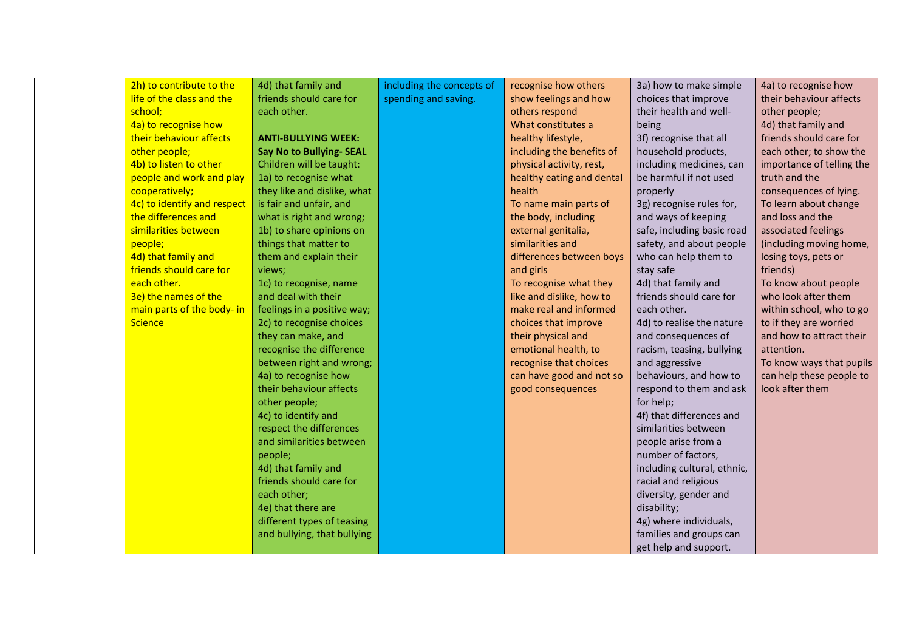| | | | | | | |
|---|---|---|---|---|---|---|
| | 2h) to contribute to the life of the class and the school;<br>4a) to recognise how their behaviour affects other people;<br>4b) to listen to other people and work and play cooperatively;<br>4c) to identify and respect the differences and similarities between people;<br>4d) that family and friends should care for each other.<br>3e) the names of the main parts of the body- in Science | 4d) that family and friends should care for each other.<br><br>**ANTI-BULLYING WEEK: Say No to Bullying- SEAL**<br>Children will be taught:<br>1a) to recognise what they like and dislike, what is fair and unfair, and what is right and wrong;<br>1b) to share opinions on things that matter to them and explain their views;<br>1c) to recognise, name and deal with their feelings in a positive way;<br>2c) to recognise choices they can make, and recognise the difference between right and wrong;<br>4a) to recognise how their behaviour affects other people;<br>4c) to identify and respect the differences and similarities between people;<br>4d) that family and friends should care for each other;<br>4e) that there are different types of teasing and bullying, that bullying | including the concepts of spending and saving. | recognise how others show feelings and how others respond<br>What constitutes a healthy lifestyle, including the benefits of physical activity, rest, healthy eating and dental health<br>To name main parts of the body, including external genitalia, similarities and differences between boys and girls<br>To recognise what they like and dislike, how to make real and informed choices that improve their physical and emotional health, to recognise that choices can have good and not so good consequences | 3a) how to make simple choices that improve their health and well-being<br>3f) recognise that all household products, including medicines, can be harmful if not used properly<br>3g) recognise rules for, and ways of keeping safe, including basic road safety, and about people who can help them to stay safe<br>4d) that family and friends should care for each other.<br>4d) to realise the nature and consequences of racism, teasing, bullying and aggressive behaviours, and how to respond to them and ask for help;<br>4f) that differences and similarities between people arise from a number of factors, including cultural, ethnic, racial and religious diversity, gender and disability;<br>4g) where individuals, families and groups can get help and support. | 4a) to recognise how their behaviour affects other people;<br>4d) that family and friends should care for each other; to show the importance of telling the truth and the consequences of lying.<br>To learn about change and loss and the associated feelings (including moving home, losing toys, pets or friends)<br>To know about people who look after them within school, who to go to if they are worried and how to attract their attention.<br>To know ways that pupils can help these people to look after them |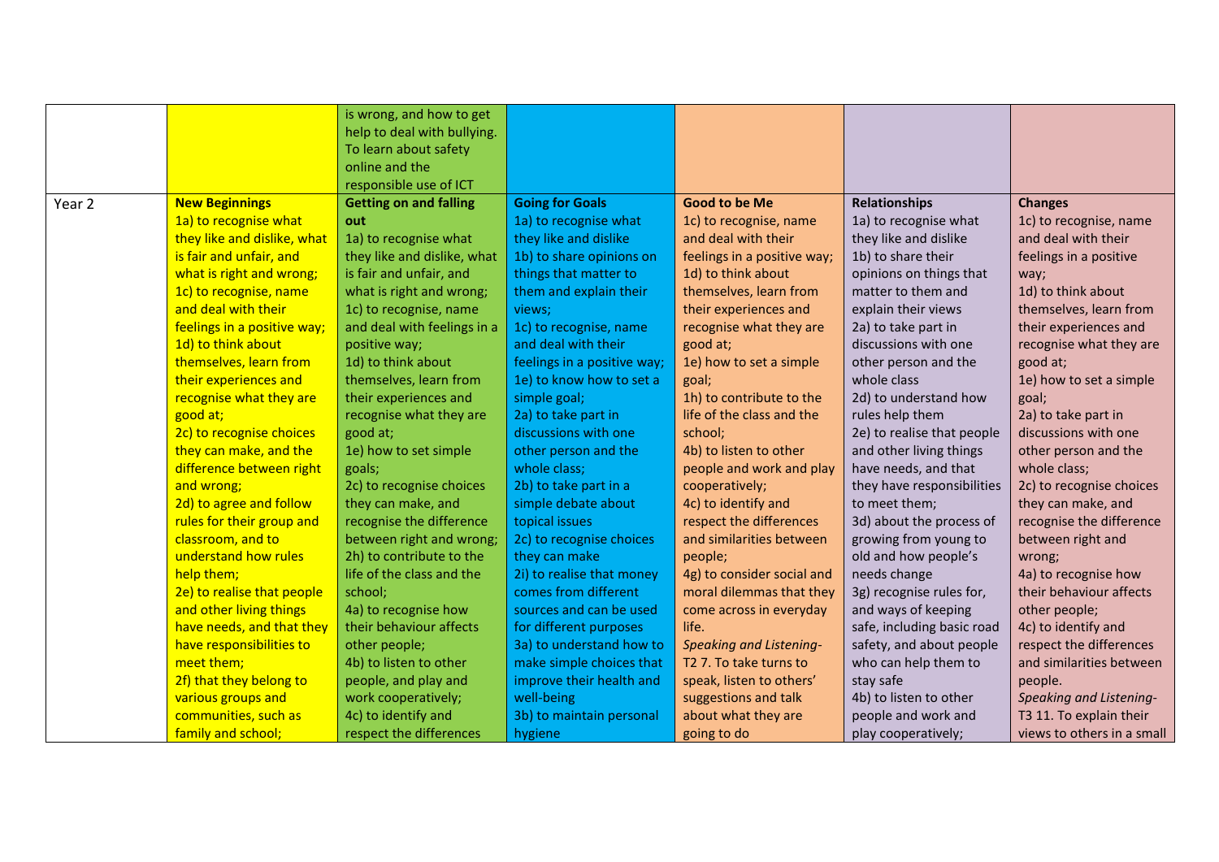| | | | | | | |
|---|---|---|---|---|---|---|
| | | is wrong, and how to get help to deal with bullying. To learn about safety online and the responsible use of ICT | | | | |
| Year 2 | **New Beginnings** 1a) to recognise what they like and dislike, what is fair and unfair, and what is right and wrong; 1c) to recognise, name and deal with their feelings in a positive way; 1d) to think about themselves, learn from their experiences and recognise what they are good at; 2c) to recognise choices they can make, and the difference between right and wrong; 2d) to agree and follow rules for their group and classroom, and to understand how rules help them; 2e) to realise that people and other living things have needs, and that they have responsibilities to meet them; 2f) that they belong to various groups and communities, such as family and school; | **Getting on and falling out** 1a) to recognise what they like and dislike, what is fair and unfair, and what is right and wrong; 1c) to recognise, name and deal with feelings in a positive way; 1d) to think about themselves, learn from their experiences and recognise what they are good at; 1e) how to set simple goals; 2c) to recognise choices they can make, and recognise the difference between right and wrong; 2h) to contribute to the life of the class and the school; 4a) to recognise how their behaviour affects other people; 4b) to listen to other people, and play and work cooperatively; 4c) to identify and respect the differences | **Going for Goals** 1a) to recognise what they like and dislike 1b) to share opinions on things that matter to them and explain their views; 1c) to recognise, name and deal with their feelings in a positive way; 1e) to know how to set a simple goal; 2a) to take part in discussions with one other person and the whole class; 2b) to take part in a simple debate about topical issues 2c) to recognise choices they can make 2i) to realise that money comes from different sources and can be used for different purposes 3a) to understand how to make simple choices that improve their health and well-being 3b) to maintain personal hygiene | **Good to be Me** 1c) to recognise, name and deal with their feelings in a positive way; 1d) to think about themselves, learn from their experiences and recognise what they are good at; 1e) how to set a simple goal; 1h) to contribute to the life of the class and the school; 4b) to listen to other people and work and play cooperatively; 4c) to identify and respect the differences and similarities between people; 4g) to consider social and moral dilemmas that they come across in everyday life. *Speaking and Listening-* T2 7. To take turns to speak, listen to others' suggestions and talk about what they are going to do | **Relationships** 1a) to recognise what they like and dislike 1b) to share their opinions on things that matter to them and explain their views 2a) to take part in discussions with one other person and the whole class 2d) to understand how rules help them 2e) to realise that people and other living things have needs, and that they have responsibilities to meet them; 3d) about the process of growing from young to old and how people's needs change 3g) recognise rules for, and ways of keeping safe, including basic road safety, and about people who can help them to stay safe 4b) to listen to other people and work and play cooperatively; | **Changes** 1c) to recognise, name and deal with their feelings in a positive way; 1d) to think about themselves, learn from their experiences and recognise what they are good at; 1e) how to set a simple goal; 2a) to take part in discussions with one other person and the whole class; 2c) to recognise choices they can make, and recognise the difference between right and wrong; 4a) to recognise how their behaviour affects other people; 4c) to identify and respect the differences and similarities between people. *Speaking and Listening-* T3 11. To explain their views to others in a small |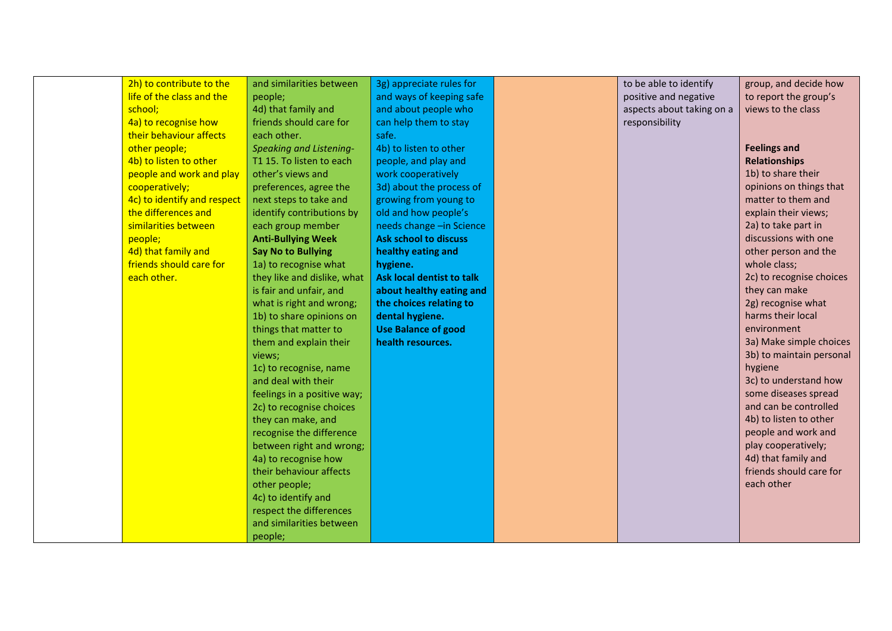| | | | | | | |
|---|---|---|---|---|---|---|
| | 2h) to contribute to the life of the class and the school;<br>4a) to recognise how their behaviour affects other people;<br>4b) to listen to other people and work and play cooperatively;<br>4c) to identify and respect the differences and similarities between people;<br>4d) that family and friends should care for each other. | and similarities between people;<br>4d) that family and friends should care for each other.<br>*Speaking and Listening-* T1 15. To listen to each other's views and preferences, agree the next steps to take and identify contributions by each group member<br>**Anti-Bullying Week**<br>**Say No to Bullying**<br>1a) to recognise what they like and dislike, what is fair and unfair, and what is right and wrong;<br>1b) to share opinions on things that matter to them and explain their views;<br>1c) to recognise, name and deal with their feelings in a positive way;<br>2c) to recognise choices they can make, and recognise the difference between right and wrong;<br>4a) to recognise how their behaviour affects other people;<br>4c) to identify and respect the differences and similarities between people; | 3g) appreciate rules for and ways of keeping safe and about people who can help them to stay safe.<br>4b) to listen to other people, and play and work cooperatively<br>3d) about the process of growing from young to old and how people's needs change –in Science<br>**Ask school to discuss healthy eating and hygiene.**<br>**Ask local dentist to talk about healthy eating and the choices relating to dental hygiene.**<br>**Use Balance of good health resources.** | | to be able to identify positive and negative aspects about taking on a responsibility | group, and decide how to report the group's views to the class<br><br>**Feelings and Relationships**<br>1b) to share their opinions on things that matter to them and explain their views;<br>2a) to take part in discussions with one other person and the whole class;<br>2c) to recognise choices they can make<br>2g) recognise what harms their local environment<br>3a) Make simple choices<br>3b) to maintain personal hygiene<br>3c) to understand how some diseases spread and can be controlled<br>4b) to listen to other people and work and play cooperatively;<br>4d) that family and friends should care for each other |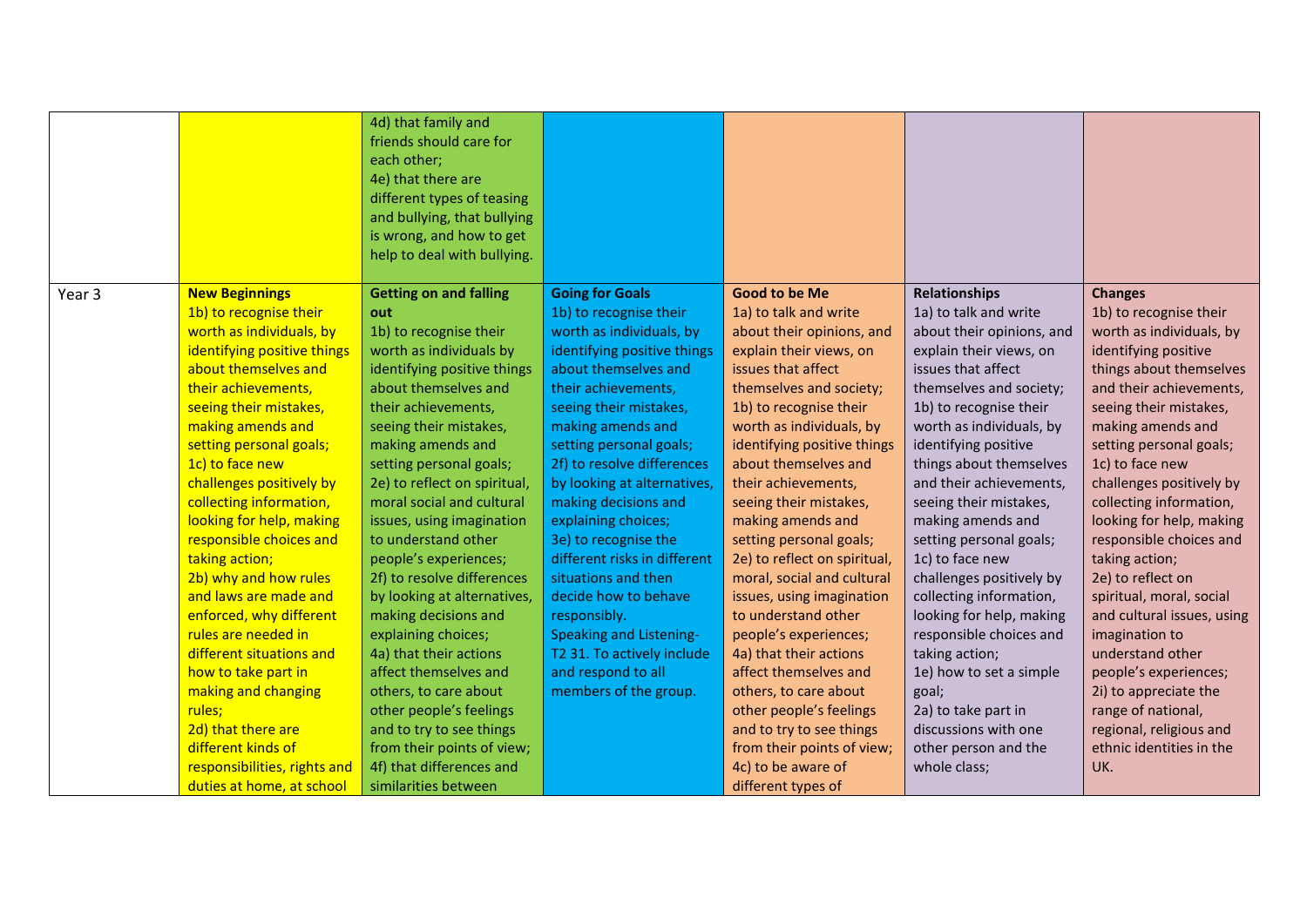| | | | | | | |
|---|---|---|---|---|---|---|
| | | 4d) that family and friends should care for each other;<br>4e) that there are different types of teasing and bullying, that bullying is wrong, and how to get help to deal with bullying. | | | | |
| Year 3 | **New Beginnings**<br>1b) to recognise their worth as individuals, by identifying positive things about themselves and their achievements, seeing their mistakes, making amends and setting personal goals;<br>1c) to face new challenges positively by collecting information, looking for help, making responsible choices and taking action;<br>2b) why and how rules and laws are made and enforced, why different rules are needed in different situations and how to take part in making and changing rules;<br>2d) that there are different kinds of responsibilities, rights and duties at home, at school | **Getting on and falling out**<br>1b) to recognise their worth as individuals by identifying positive things about themselves and their achievements, seeing their mistakes, making amends and setting personal goals;<br>2e) to reflect on spiritual, moral social and cultural issues, using imagination to understand other people's experiences;<br>2f) to resolve differences by looking at alternatives, making decisions and explaining choices;<br>4a) that their actions affect themselves and others, to care about other people's feelings and to try to see things from their points of view;<br>4f) that differences and similarities between | **Going for Goals**<br>1b) to recognise their worth as individuals, by identifying positive things about themselves and their achievements, seeing their mistakes, making amends and setting personal goals;<br>2f) to resolve differences by looking at alternatives, making decisions and explaining choices;<br>3e) to recognise the different risks in different situations and then decide how to behave responsibly.<br>Speaking and Listening- T2 31. To actively include and respond to all members of the group. | **Good to be Me**<br>1a) to talk and write about their opinions, and explain their views, on issues that affect themselves and society;<br>1b) to recognise their worth as individuals, by identifying positive things about themselves and their achievements, seeing their mistakes, making amends and setting personal goals;<br>2e) to reflect on spiritual, moral, social and cultural issues, using imagination to understand other people's experiences;<br>4a) that their actions affect themselves and others, to care about other people's feelings and to try to see things from their points of view;<br>4c) to be aware of different types of | **Relationships**<br>1a) to talk and write about their opinions, and explain their views, on issues that affect themselves and society;<br>1b) to recognise their worth as individuals, by identifying positive things about themselves and their achievements, seeing their mistakes, making amends and setting personal goals;<br>1c) to face new challenges positively by collecting information, looking for help, making responsible choices and taking action;<br>1e) how to set a simple goal;<br>2a) to take part in discussions with one other person and the whole class; | **Changes**<br>1b) to recognise their worth as individuals, by identifying positive things about themselves and their achievements, seeing their mistakes, making amends and setting personal goals;<br>1c) to face new challenges positively by collecting information, looking for help, making responsible choices and taking action;<br>2e) to reflect on spiritual, moral, social and cultural issues, using imagination to understand other people's experiences;<br>2i) to appreciate the range of national, regional, religious and ethnic identities in the UK. |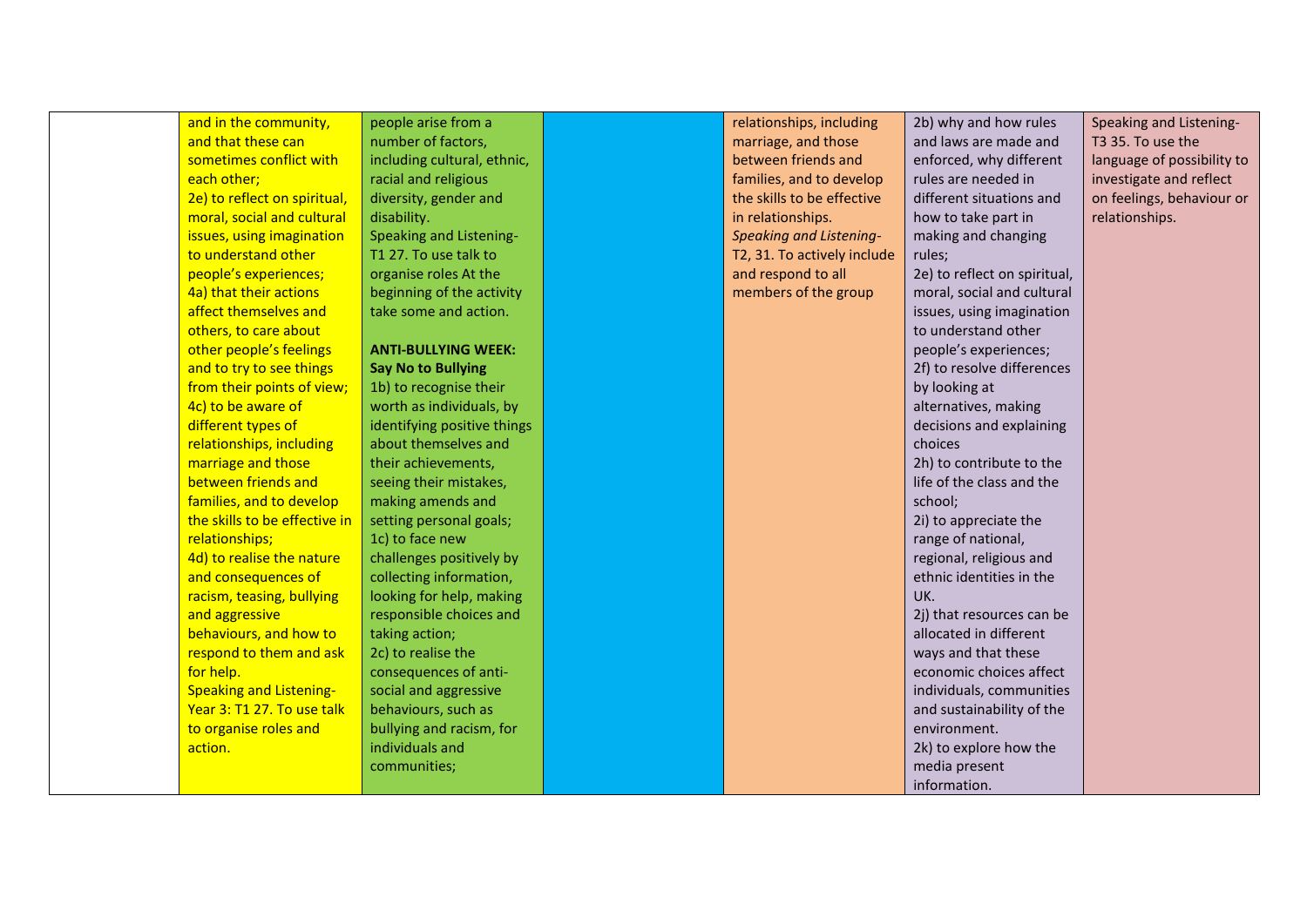| | | | | | | |
|---|---|---|---|---|---|---|
| | and in the community, and that these can sometimes conflict with each other;<br>2e) to reflect on spiritual, moral, social and cultural issues, using imagination to understand other people's experiences;<br>4a) that their actions affect themselves and others, to care about other people's feelings and to try to see things from their points of view;<br>4c) to be aware of different types of relationships, including marriage and those between friends and families, and to develop the skills to be effective in relationships;<br>4d) to realise the nature and consequences of racism, teasing, bullying and aggressive behaviours, and how to respond to them and ask for help.<br>Speaking and Listening- Year 3: T1 27. To use talk to organise roles and action. | people arise from a number of factors, including cultural, ethnic, racial and religious diversity, gender and disability.<br>Speaking and Listening- T1 27. To use talk to organise roles At the beginning of the activity take some and action.<br><br>**ANTI-BULLYING WEEK: Say No to Bullying**<br>1b) to recognise their worth as individuals, by identifying positive things about themselves and their achievements, seeing their mistakes, making amends and setting personal goals;<br>1c) to face new challenges positively by collecting information, looking for help, making responsible choices and taking action;<br>2c) to realise the consequences of anti-social and aggressive behaviours, such as bullying and racism, for individuals and communities; | | relationships, including marriage, and those between friends and families, and to develop the skills to be effective in relationships.<br>*Speaking and Listening-* T2, 31. To actively include and respond to all members of the group | 2b) why and how rules and laws are made and enforced, why different rules are needed in different situations and how to take part in making and changing rules;<br>2e) to reflect on spiritual, moral, social and cultural issues, using imagination to understand other people's experiences;<br>2f) to resolve differences by looking at alternatives, making decisions and explaining choices<br>2h) to contribute to the life of the class and the school;<br>2i) to appreciate the range of national, regional, religious and ethnic identities in the UK.<br>2j) that resources can be allocated in different ways and that these economic choices affect individuals, communities and sustainability of the environment.<br>2k) to explore how the media present information. | Speaking and Listening- T3 35. To use the language of possibility to investigate and reflect on feelings, behaviour or relationships. |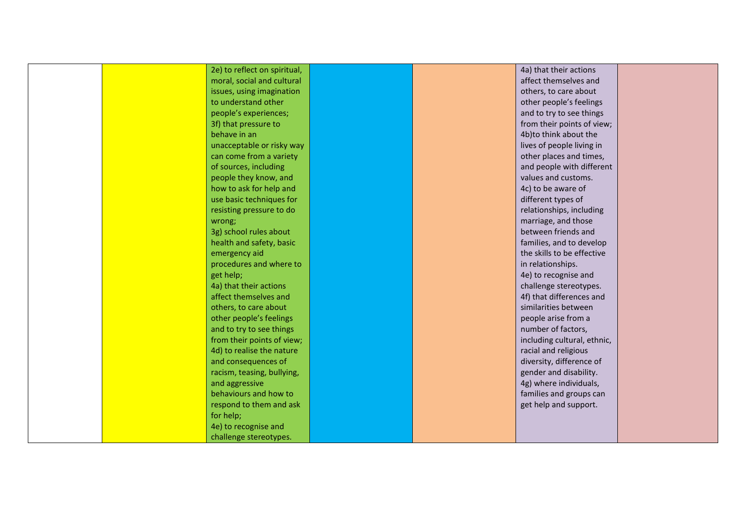| | | | | | | |
|---|---|---|---|---|---|---|
| | | 2e) to reflect on spiritual, moral, social and cultural issues, using imagination to understand other people's experiences;<br>3f) that pressure to behave in an unacceptable or risky way can come from a variety of sources, including people they know, and how to ask for help and use basic techniques for resisting pressure to do wrong;<br>3g) school rules about health and safety, basic emergency aid procedures and where to get help;<br>4a) that their actions affect themselves and others, to care about other people's feelings and to try to see things from their points of view;<br>4d) to realise the nature and consequences of racism, teasing, bullying, and aggressive behaviours and how to respond to them and ask for help;<br>4e) to recognise and challenge stereotypes. | | | 4a) that their actions affect themselves and others, to care about other people's feelings and to try to see things from their points of view;<br>4b)to think about the lives of people living in other places and times, and people with different values and customs.<br>4c) to be aware of different types of relationships, including marriage, and those between friends and families, and to develop the skills to be effective in relationships.<br>4e) to recognise and challenge stereotypes.<br>4f) that differences and similarities between people arise from a number of factors, including cultural, ethnic, racial and religious diversity, difference of gender and disability.<br>4g) where individuals, families and groups can get help and support. | |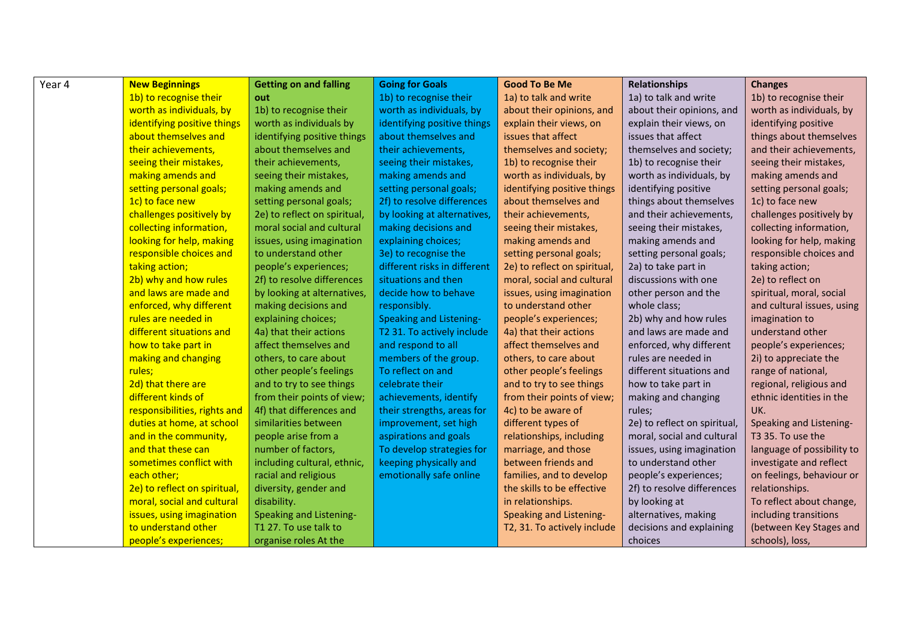| | | | | | | |
|---|---|---|---|---|---|---|
| Year 4 | **New Beginnings**<br>1b) to recognise their worth as individuals, by identifying positive things about themselves and their achievements, seeing their mistakes, making amends and setting personal goals;<br>1c) to face new challenges positively by collecting information, looking for help, making responsible choices and taking action;<br>2b) why and how rules and laws are made and enforced, why different rules are needed in different situations and how to take part in making and changing rules;<br>2d) that there are different kinds of responsibilities, rights and duties at home, at school and in the community, and that these can sometimes conflict with each other;<br>2e) to reflect on spiritual, moral, social and cultural issues, using imagination to understand other people's experiences; | **Getting on and falling out**<br>1b) to recognise their worth as individuals by identifying positive things about themselves and their achievements, seeing their mistakes, making amends and setting personal goals;<br>2e) to reflect on spiritual, moral social and cultural issues, using imagination to understand other people's experiences;<br>2f) to resolve differences by looking at alternatives, making decisions and explaining choices;<br>4a) that their actions affect themselves and others, to care about other people's feelings and to try to see things from their points of view;<br>4f) that differences and similarities between people arise from a number of factors, including cultural, ethnic, racial and religious diversity, gender and disability.<br>Speaking and Listening- T1 27. To use talk to organise roles At the | **Going for Goals**<br>1b) to recognise their worth as individuals, by identifying positive things about themselves and their achievements, seeing their mistakes, making amends and setting personal goals;<br>2f) to resolve differences by looking at alternatives, making decisions and explaining choices;<br>3e) to recognise the different risks in different situations and then decide how to behave responsibly.<br>Speaking and Listening- T2 31. To actively include and respond to all members of the group.<br>To reflect on and celebrate their achievements, identify their strengths, areas for improvement, set high aspirations and goals<br>To develop strategies for keeping physically and emotionally safe online | **Good To Be Me**<br>1a) to talk and write about their opinions, and explain their views, on issues that affect themselves and society;<br>1b) to recognise their worth as individuals, by identifying positive things about themselves and their achievements, seeing their mistakes, making amends and setting personal goals;<br>2e) to reflect on spiritual, moral, social and cultural issues, using imagination to understand other people's experiences;<br>4a) that their actions affect themselves and others, to care about other people's feelings and to try to see things from their points of view;<br>4c) to be aware of different types of relationships, including marriage, and those between friends and families, and to develop the skills to be effective in relationships.<br>Speaking and Listening- T2, 31. To actively include | **Relationships**<br>1a) to talk and write about their opinions, and explain their views, on issues that affect themselves and society;<br>1b) to recognise their worth as individuals, by identifying positive things about themselves and their achievements, seeing their mistakes, making amends and setting personal goals;<br>2a) to take part in discussions with one other person and the whole class;<br>2b) why and how rules and laws are made and enforced, why different rules are needed in different situations and how to take part in making and changing rules;<br>2e) to reflect on spiritual, moral, social and cultural issues, using imagination to understand other people's experiences;<br>2f) to resolve differences by looking at alternatives, making decisions and explaining choices | **Changes**<br>1b) to recognise their worth as individuals, by identifying positive things about themselves and their achievements, seeing their mistakes, making amends and setting personal goals;<br>1c) to face new challenges positively by collecting information, looking for help, making responsible choices and taking action;<br>2e) to reflect on spiritual, moral, social and cultural issues, using imagination to understand other people's experiences;<br>2i) to appreciate the range of national, regional, religious and ethnic identities in the UK.<br>Speaking and Listening- T3 35. To use the language of possibility to investigate and reflect on feelings, behaviour or relationships.<br>To reflect about change, including transitions (between Key Stages and schools), loss, |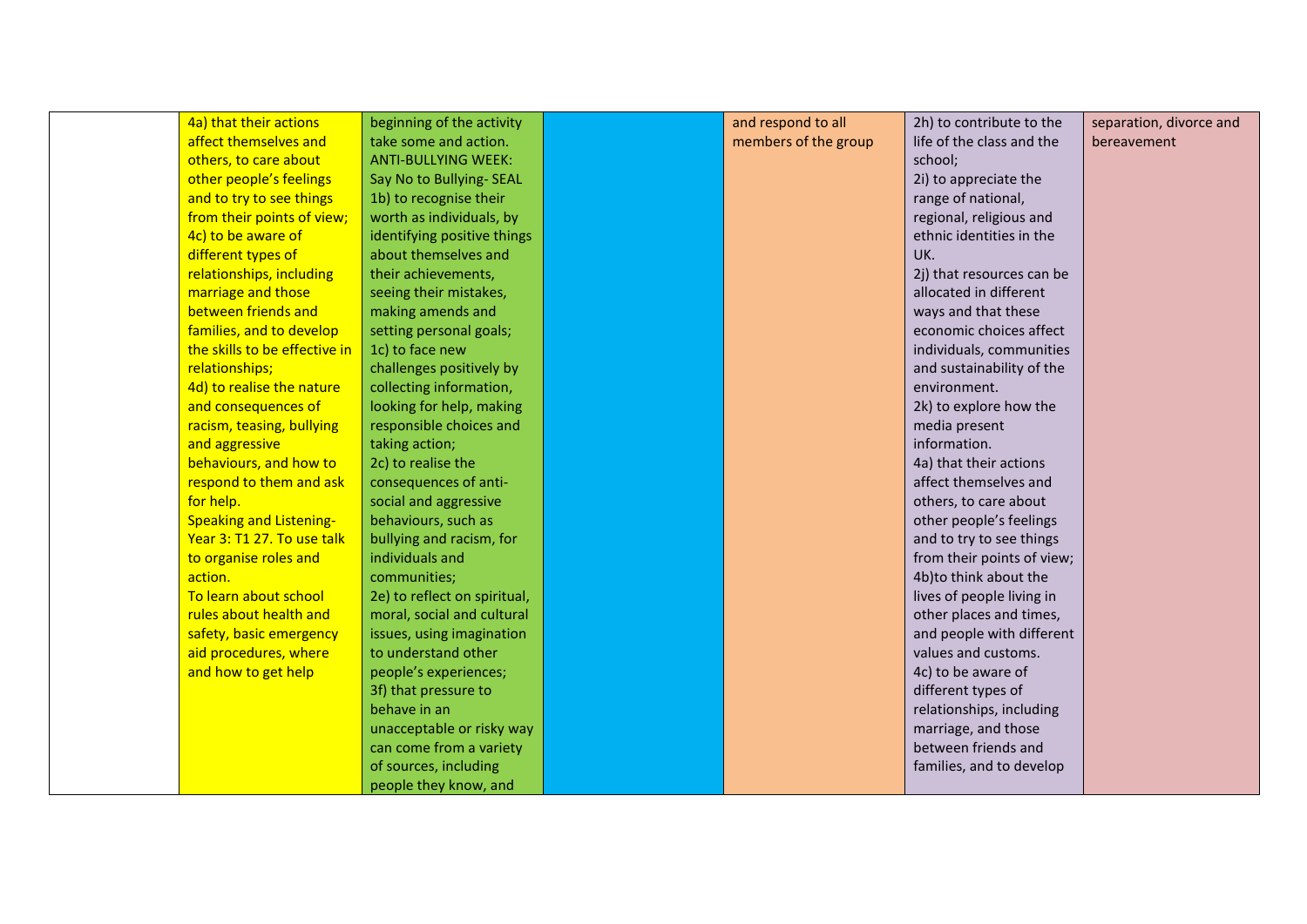| | | | | | | |
|---|---|---|---|---|---|---|
| | 4a) that their actions affect themselves and others, to care about other people's feelings and to try to see things from their points of view;<br>4c) to be aware of different types of relationships, including marriage and those between friends and families, and to develop the skills to be effective in relationships;<br>4d) to realise the nature and consequences of racism, teasing, bullying and aggressive behaviours, and how to respond to them and ask for help.<br>Speaking and Listening- Year 3: T1 27. To use talk to organise roles and action.<br>To learn about school rules about health and safety, basic emergency aid procedures, where and how to get help | beginning of the activity take some and action.<br>ANTI-BULLYING WEEK: Say No to Bullying- SEAL<br>1b) to recognise their worth as individuals, by identifying positive things about themselves and their achievements, seeing their mistakes, making amends and setting personal goals;<br>1c) to face new challenges positively by collecting information, looking for help, making responsible choices and taking action;<br>2c) to realise the consequences of anti-social and aggressive behaviours, such as bullying and racism, for individuals and communities;<br>2e) to reflect on spiritual, moral, social and cultural issues, using imagination to understand other people's experiences;<br>3f) that pressure to behave in an unacceptable or risky way can come from a variety of sources, including people they know, and | | and respond to all members of the group | 2h) to contribute to the life of the class and the school;<br>2i) to appreciate the range of national, regional, religious and ethnic identities in the UK.<br>2j) that resources can be allocated in different ways and that these economic choices affect individuals, communities and sustainability of the environment.<br>2k) to explore how the media present information.<br>4a) that their actions affect themselves and others, to care about other people's feelings and to try to see things from their points of view;<br>4b)to think about the lives of people living in other places and times, and people with different values and customs.<br>4c) to be aware of different types of relationships, including marriage, and those between friends and families, and to develop | separation, divorce and bereavement |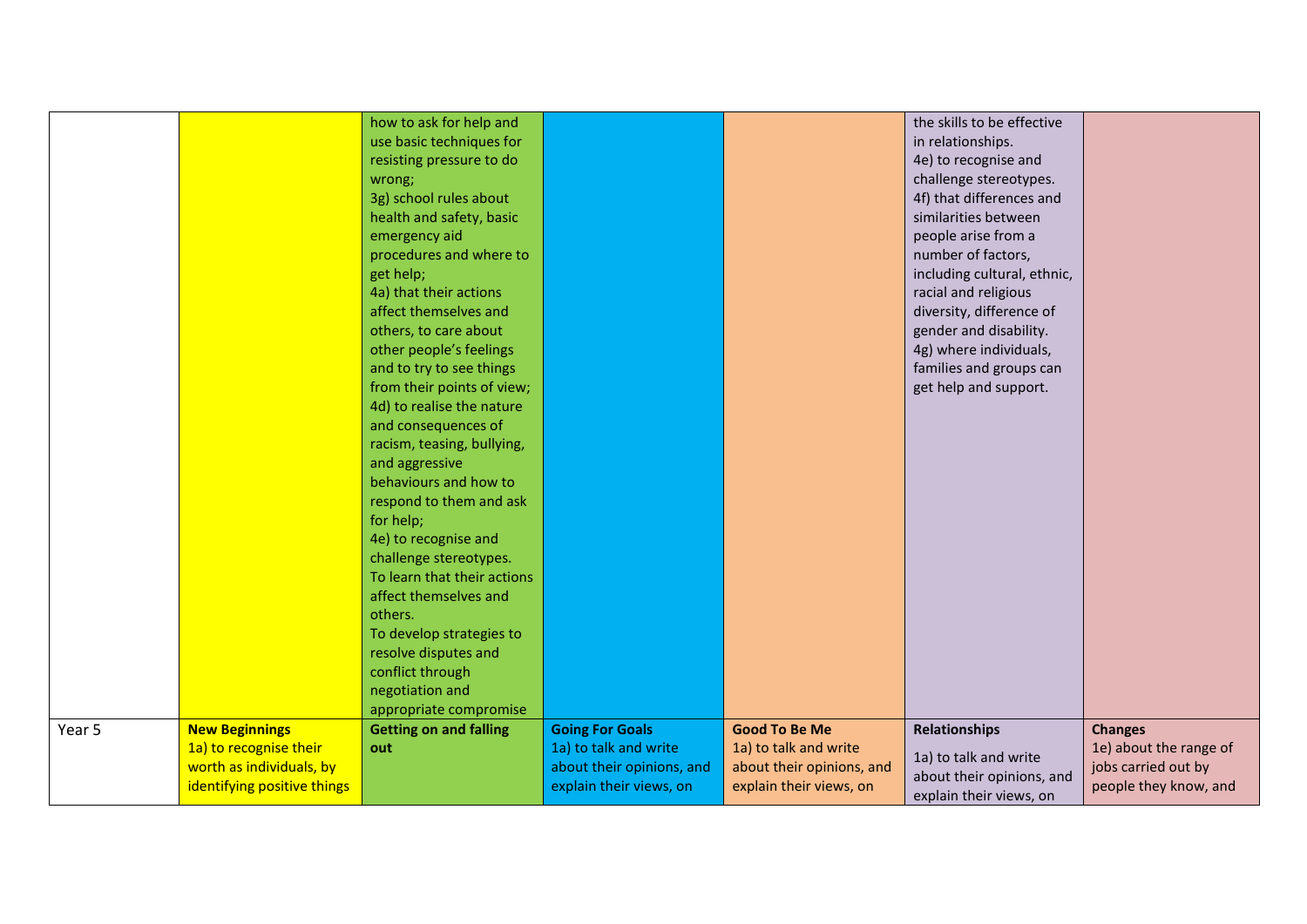| | | | | | | |
|---|---|---|---|---|---|---|
| | | how to ask for help and use basic techniques for resisting pressure to do wrong;<br>3g) school rules about health and safety, basic emergency aid procedures and where to get help;<br>4a) that their actions affect themselves and others, to care about other people's feelings and to try to see things from their points of view;<br>4d) to realise the nature and consequences of racism, teasing, bullying, and aggressive behaviours and how to respond to them and ask for help;<br>4e) to recognise and challenge stereotypes.<br>To learn that their actions affect themselves and others.<br>To develop strategies to resolve disputes and conflict through negotiation and appropriate compromise | | | the skills to be effective in relationships.<br>4e) to recognise and challenge stereotypes.<br>4f) that differences and similarities between people arise from a number of factors, including cultural, ethnic, racial and religious diversity, difference of gender and disability.<br>4g) where individuals, families and groups can get help and support. | |
| Year 5 | **New Beginnings**<br>1a) to recognise their worth as individuals, by identifying positive things | **Getting on and falling out** | **Going For Goals**<br>1a) to talk and write about their opinions, and explain their views, on | **Good To Be Me**<br>1a) to talk and write about their opinions, and explain their views, on | **Relationships**<br>1a) to talk and write about their opinions, and explain their views, on | **Changes**<br>1e) about the range of jobs carried out by people they know, and |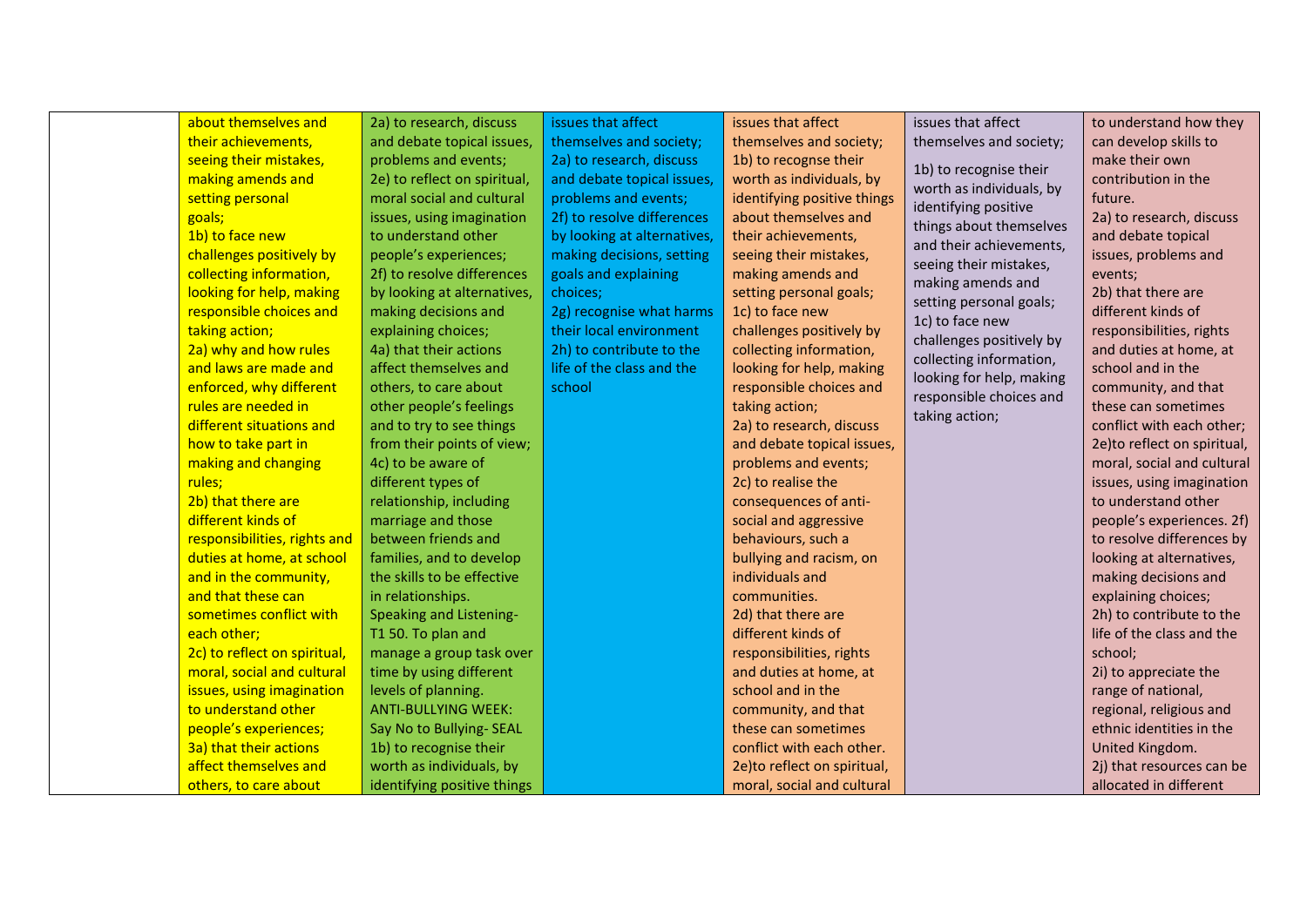| | | | | | | |
|---|---|---|---|---|---|---|
| | about themselves and their achievements, seeing their mistakes, making amends and setting personal goals;<br>1b) to face new challenges positively by collecting information, looking for help, making responsible choices and taking action;<br>2a) why and how rules and laws are made and enforced, why different rules are needed in different situations and how to take part in making and changing rules;<br>2b) that there are different kinds of responsibilities, rights and duties at home, at school and in the community, and that these can sometimes conflict with each other;<br>2c) to reflect on spiritual, moral, social and cultural issues, using imagination to understand other people's experiences;<br>3a) that their actions affect themselves and others, to care about | 2a) to research, discuss and debate topical issues, problems and events;<br>2e) to reflect on spiritual, moral social and cultural issues, using imagination to understand other people's experiences;<br>2f) to resolve differences by looking at alternatives, making decisions and explaining choices;<br>4a) that their actions affect themselves and others, to care about other people's feelings and to try to see things from their points of view;<br>4c) to be aware of different types of relationship, including marriage and those between friends and families, and to develop the skills to be effective in relationships.<br>Speaking and Listening-T1 50. To plan and manage a group task over time by using different levels of planning.<br>ANTI-BULLYING WEEK: Say No to Bullying- SEAL<br>1b) to recognise their worth as individuals, by identifying positive things | issues that affect themselves and society;<br>2a) to research, discuss and debate topical issues, problems and events;<br>2f) to resolve differences by looking at alternatives, making decisions, setting goals and explaining choices;<br>2g) recognise what harms their local environment<br>2h) to contribute to the life of the class and the school | issues that affect themselves and society;<br>1b) to recognse their worth as individuals, by identifying positive things about themselves and their achievements, seeing their mistakes, making amends and setting personal goals;<br>1c) to face new challenges positively by collecting information, looking for help, making responsible choices and taking action;<br>2a) to research, discuss and debate topical issues, problems and events;<br>2c) to realise the consequences of anti-social and aggressive behaviours, such a bullying and racism, on individuals and communities.<br>2d) that there are different kinds of responsibilities, rights and duties at home, at school and in the community, and that these can sometimes conflict with each other.<br>2e)to reflect on spiritual, moral, social and cultural | issues that affect themselves and society;<br>1b) to recognise their worth as individuals, by identifying positive things about themselves and their achievements, seeing their mistakes, making amends and setting personal goals;<br>1c) to face new challenges positively by collecting information, looking for help, making responsible choices and taking action; | to understand how they can develop skills to make their own contribution in the future.<br>2a) to research, discuss and debate topical issues, problems and events;<br>2b) that there are different kinds of responsibilities, rights and duties at home, at school and in the community, and that these can sometimes conflict with each other;<br>2e)to reflect on spiritual, moral, social and cultural issues, using imagination to understand other people's experiences. 2f) to resolve differences by looking at alternatives, making decisions and explaining choices;<br>2h) to contribute to the life of the class and the school;<br>2i) to appreciate the range of national, regional, religious and ethnic identities in the United Kingdom.<br>2j) that resources can be allocated in different |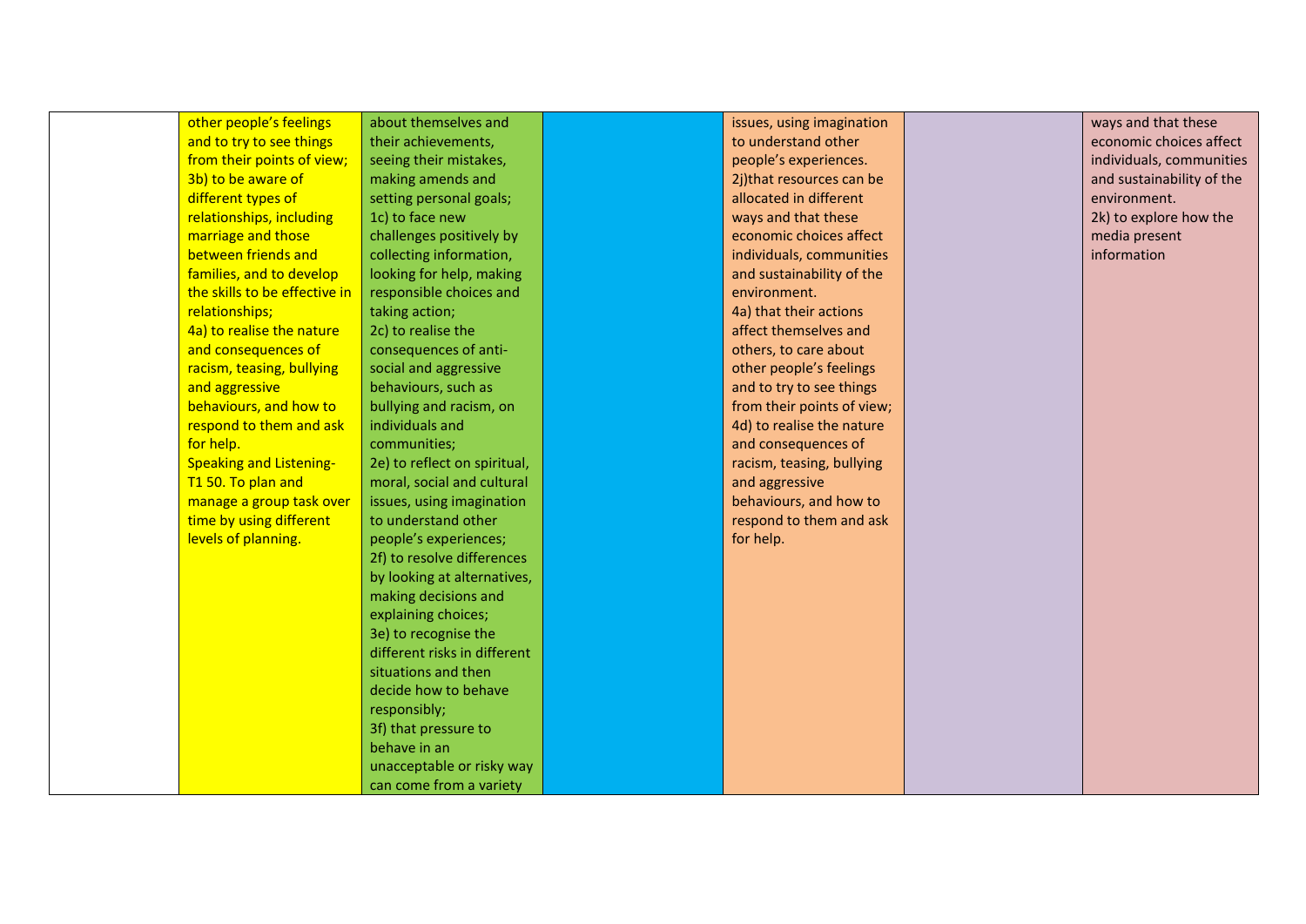| | | | | | | |
|---|---|---|---|---|---|---|
| | other people's feelings and to try to see things from their points of view;<br>3b) to be aware of different types of relationships, including marriage and those between friends and families, and to develop the skills to be effective in relationships;<br>4a) to realise the nature and consequences of racism, teasing, bullying and aggressive behaviours, and how to respond to them and ask for help.<br>Speaking and Listening- T1 50. To plan and manage a group task over time by using different levels of planning. | about themselves and their achievements, seeing their mistakes, making amends and setting personal goals;<br>1c) to face new challenges positively by collecting information, looking for help, making responsible choices and taking action;<br>2c) to realise the consequences of anti-social and aggressive behaviours, such as bullying and racism, on individuals and communities;<br>2e) to reflect on spiritual, moral, social and cultural issues, using imagination to understand other people's experiences;<br>2f) to resolve differences by looking at alternatives, making decisions and explaining choices;<br>3e) to recognise the different risks in different situations and then decide how to behave responsibly;<br>3f) that pressure to behave in an unacceptable or risky way can come from a variety | | issues, using imagination to understand other people's experiences.<br>2j)that resources can be allocated in different ways and that these economic choices affect individuals, communities and sustainability of the environment.<br>4a) that their actions affect themselves and others, to care about other people's feelings and to try to see things from their points of view;<br>4d) to realise the nature and consequences of racism, teasing, bullying and aggressive behaviours, and how to respond to them and ask for help. | | ways and that these economic choices affect individuals, communities and sustainability of the environment.<br>2k) to explore how the media present information |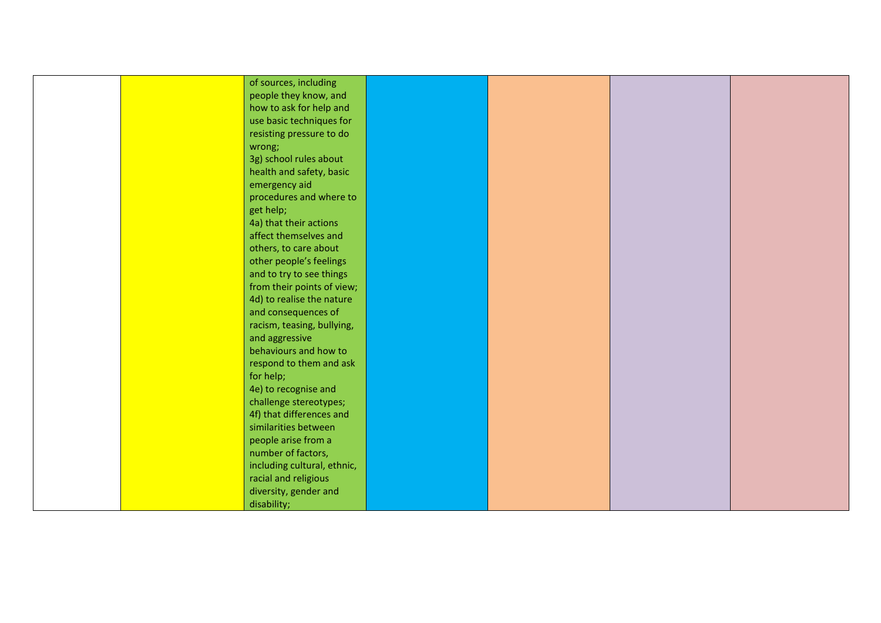| | | | | | | |
|---|---|---|---|---|---|---|
| | | of sources, including people they know, and how to ask for help and use basic techniques for resisting pressure to do wrong;<br>3g) school rules about health and safety, basic emergency aid procedures and where to get help;<br>4a) that their actions affect themselves and others, to care about other people's feelings and to try to see things from their points of view;<br>4d) to realise the nature and consequences of racism, teasing, bullying, and aggressive behaviours and how to respond to them and ask for help;<br>4e) to recognise and challenge stereotypes;<br>4f) that differences and similarities between people arise from a number of factors, including cultural, ethnic, racial and religious diversity, gender and disability; | | | | |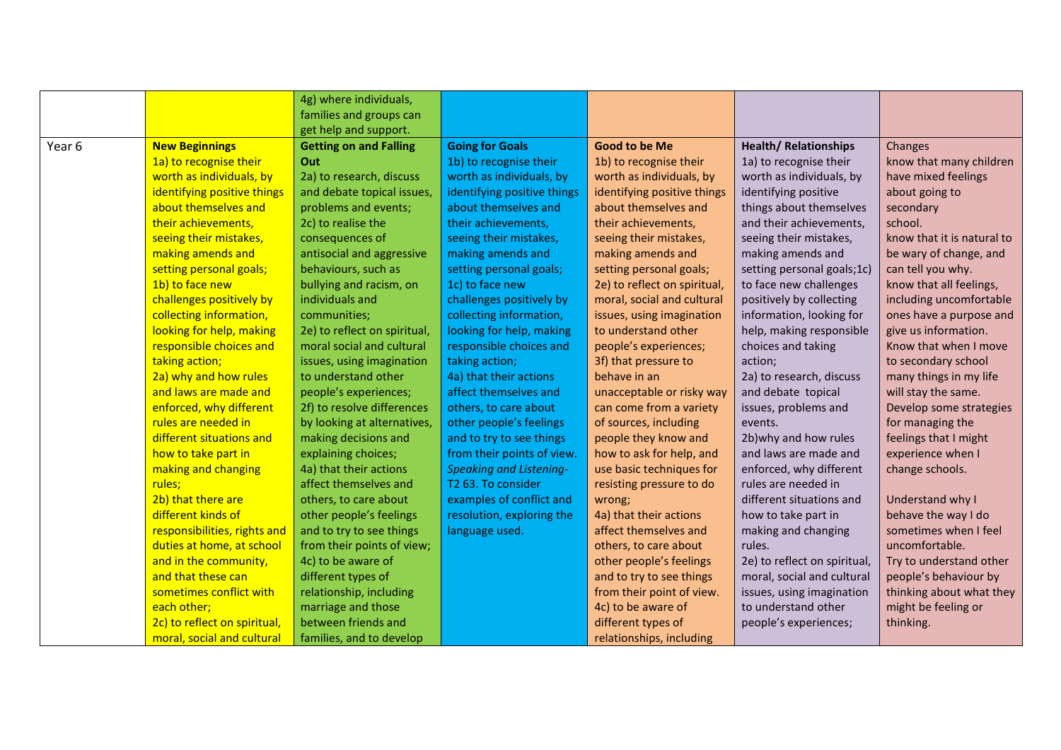| | | | | | | |
|---|---|---|---|---|---|---|
| | | 4g) where individuals, families and groups can get help and support. | | | | |
| Year 6 | **New Beginnings**<br>1a) to recognise their worth as individuals, by identifying positive things about themselves and their achievements, seeing their mistakes, making amends and setting personal goals;<br>1b) to face new challenges positively by collecting information, looking for help, making responsible choices and taking action;<br>2a) why and how rules and laws are made and enforced, why different rules are needed in different situations and how to take part in making and changing rules;<br>2b) that there are different kinds of responsibilities, rights and duties at home, at school and in the community, and that these can sometimes conflict with each other;<br>2c) to reflect on spiritual, moral, social and cultural | **Getting on and Falling Out**<br>2a) to research, discuss and debate topical issues, problems and events;<br>2c) to realise the consequences of antisocial and aggressive behaviours, such as bullying and racism, on individuals and communities;<br>2e) to reflect on spiritual, moral social and cultural issues, using imagination to understand other people's experiences;<br>2f) to resolve differences by looking at alternatives, making decisions and explaining choices;<br>4a) that their actions affect themselves and others, to care about other people's feelings and to try to see things from their points of view;<br>4c) to be aware of different types of relationship, including marriage and those between friends and families, and to develop | **Going for Goals**<br>1b) to recognise their worth as individuals, by identifying positive things about themselves and their achievements, seeing their mistakes, making amends and setting personal goals;<br>1c) to face new challenges positively by collecting information, looking for help, making responsible choices and taking action;<br>4a) that their actions affect themselves and others, to care about other people's feelings and to try to see things from their points of view.<br>*Speaking and Listening-* T2 63. To consider examples of conflict and resolution, exploring the language used. | **Good to be Me**<br>1b) to recognise their worth as individuals, by identifying positive things about themselves and their achievements, seeing their mistakes, making amends and setting personal goals;<br>2e) to reflect on spiritual, moral, social and cultural issues, using imagination to understand other people's experiences;<br>3f) that pressure to behave in an unacceptable or risky way can come from a variety of sources, including people they know and how to ask for help, and use basic techniques for resisting pressure to do wrong;<br>4a) that their actions affect themselves and others, to care about other people's feelings and to try to see things from their point of view.<br>4c) to be aware of different types of relationships, including | **Health/ Relationships**<br>1a) to recognise their worth as individuals, by identifying positive things about themselves and their achievements, seeing their mistakes, making amends and setting personal goals;1c) to face new challenges positively by collecting information, looking for help, making responsible choices and taking action;<br>2a) to research, discuss and debate topical issues, problems and events.<br>2b)why and how rules and laws are made and enforced, why different rules are needed in different situations and how to take part in making and changing rules.<br>2e) to reflect on spiritual, moral, social and cultural issues, using imagination to understand other people's experiences; | Changes<br>know that many children have mixed feelings about going to secondary school.<br>know that it is natural to be wary of change, and can tell you why.<br>know that all feelings, including uncomfortable ones have a purpose and give us information.<br>Know that when I move to secondary school many things in my life will stay the same.<br>Develop some strategies for managing the feelings that I might experience when I change schools.<br><br>Understand why I behave the way I do sometimes when I feel uncomfortable.<br>Try to understand other people's behaviour by thinking about what they might be feeling or thinking. |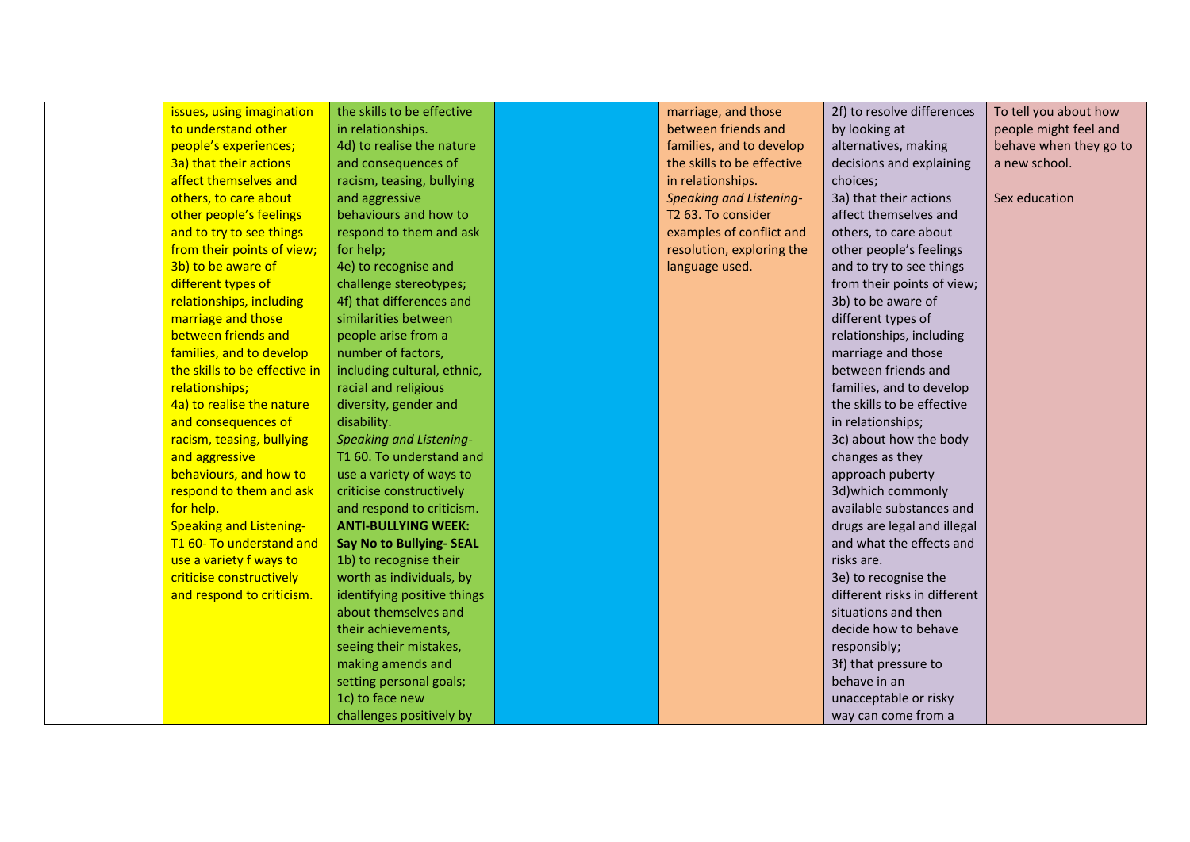| | | | | | | |
|---|---|---|---|---|---|---|
| | issues, using imagination to understand other people's experiences;<br>3a) that their actions affect themselves and others, to care about other people's feelings and to try to see things from their points of view;<br>3b) to be aware of different types of relationships, including marriage and those between friends and families, and to develop the skills to be effective in relationships;<br>4a) to realise the nature and consequences of racism, teasing, bullying and aggressive behaviours, and how to respond to them and ask for help.<br>Speaking and Listening-T1 60- To understand and use a variety f ways to criticise constructively and respond to criticism. | the skills to be effective in relationships.<br>4d) to realise the nature and consequences of racism, teasing, bullying and aggressive behaviours and how to respond to them and ask for help;<br>4e) to recognise and challenge stereotypes;<br>4f) that differences and similarities between people arise from a number of factors, including cultural, ethnic, racial and religious diversity, gender and disability.<br>*Speaking and Listening-*T1 60. To understand and use a variety of ways to criticise constructively and respond to criticism.<br>**ANTI-BULLYING WEEK: Say No to Bullying- SEAL**<br>1b) to recognise their worth as individuals, by identifying positive things about themselves and their achievements, seeing their mistakes, making amends and setting personal goals;<br>1c) to face new challenges positively by | | marriage, and those between friends and families, and to develop the skills to be effective in relationships.<br>*Speaking and Listening-*T2 63. To consider examples of conflict and resolution, exploring the language used. | 2f) to resolve differences by looking at alternatives, making decisions and explaining choices;<br>3a) that their actions affect themselves and others, to care about other people's feelings and to try to see things from their points of view;<br>3b) to be aware of different types of relationships, including marriage and those between friends and families, and to develop the skills to be effective in relationships;<br>3c) about how the body changes as they approach puberty<br>3d)which commonly available substances and drugs are legal and illegal and what the effects and risks are.<br>3e) to recognise the different risks in different situations and then decide how to behave responsibly;<br>3f) that pressure to behave in an unacceptable or risky way can come from a | To tell you about how people might feel and behave when they go to a new school.<br><br>Sex education |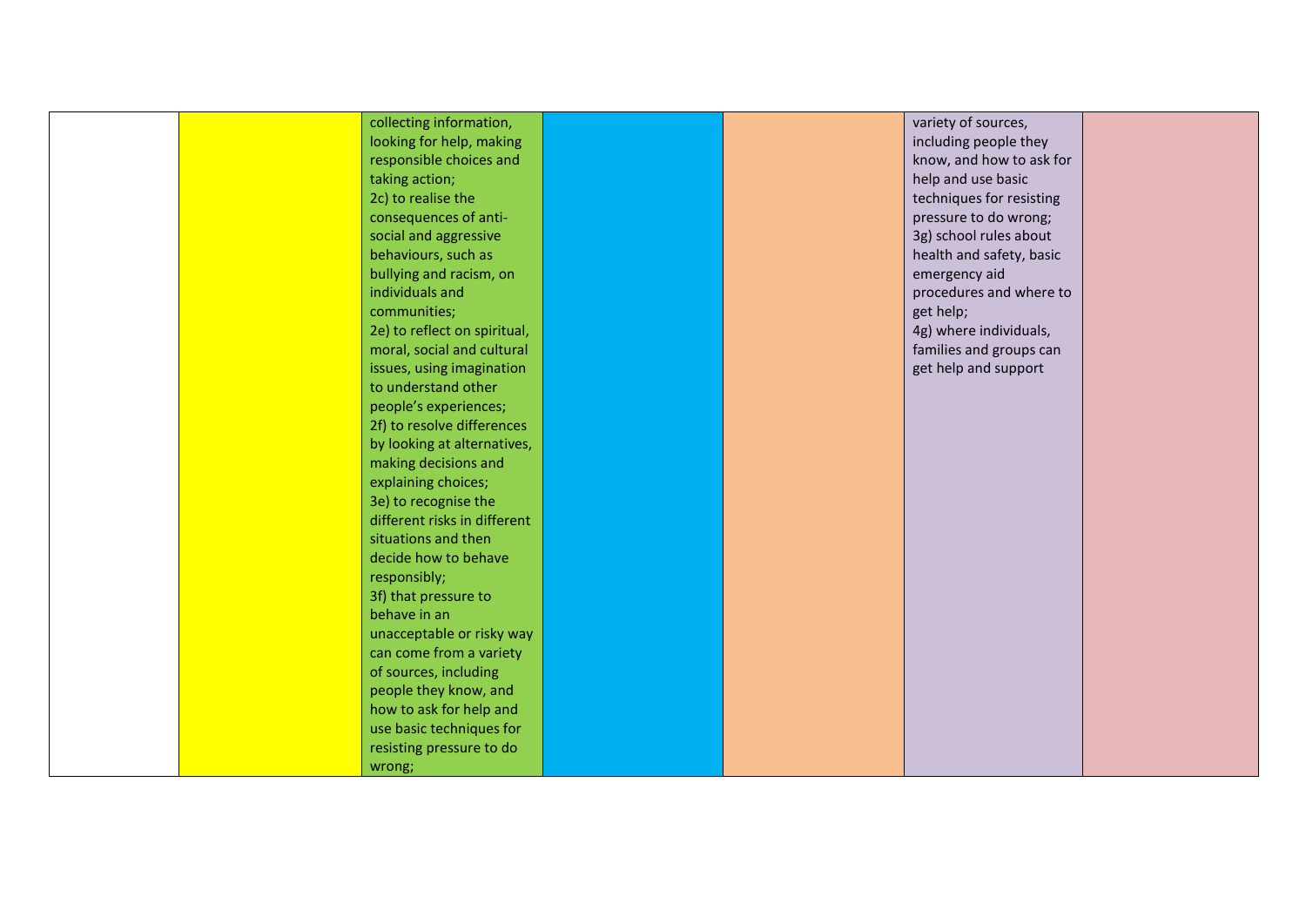| | | | | | | |
|---|---|---|---|---|---|---|
| | | collecting information, looking for help, making responsible choices and taking action;<br>2c) to realise the consequences of anti-social and aggressive behaviours, such as bullying and racism, on individuals and communities;<br>2e) to reflect on spiritual, moral, social and cultural issues, using imagination to understand other people's experiences;<br>2f) to resolve differences by looking at alternatives, making decisions and explaining choices;<br>3e) to recognise the different risks in different situations and then decide how to behave responsibly;<br>3f) that pressure to behave in an unacceptable or risky way can come from a variety of sources, including people they know, and how to ask for help and use basic techniques for resisting pressure to do wrong; | | | variety of sources, including people they know, and how to ask for help and use basic techniques for resisting pressure to do wrong;<br>3g) school rules about health and safety, basic emergency aid procedures and where to get help;<br>4g) where individuals, families and groups can get help and support | |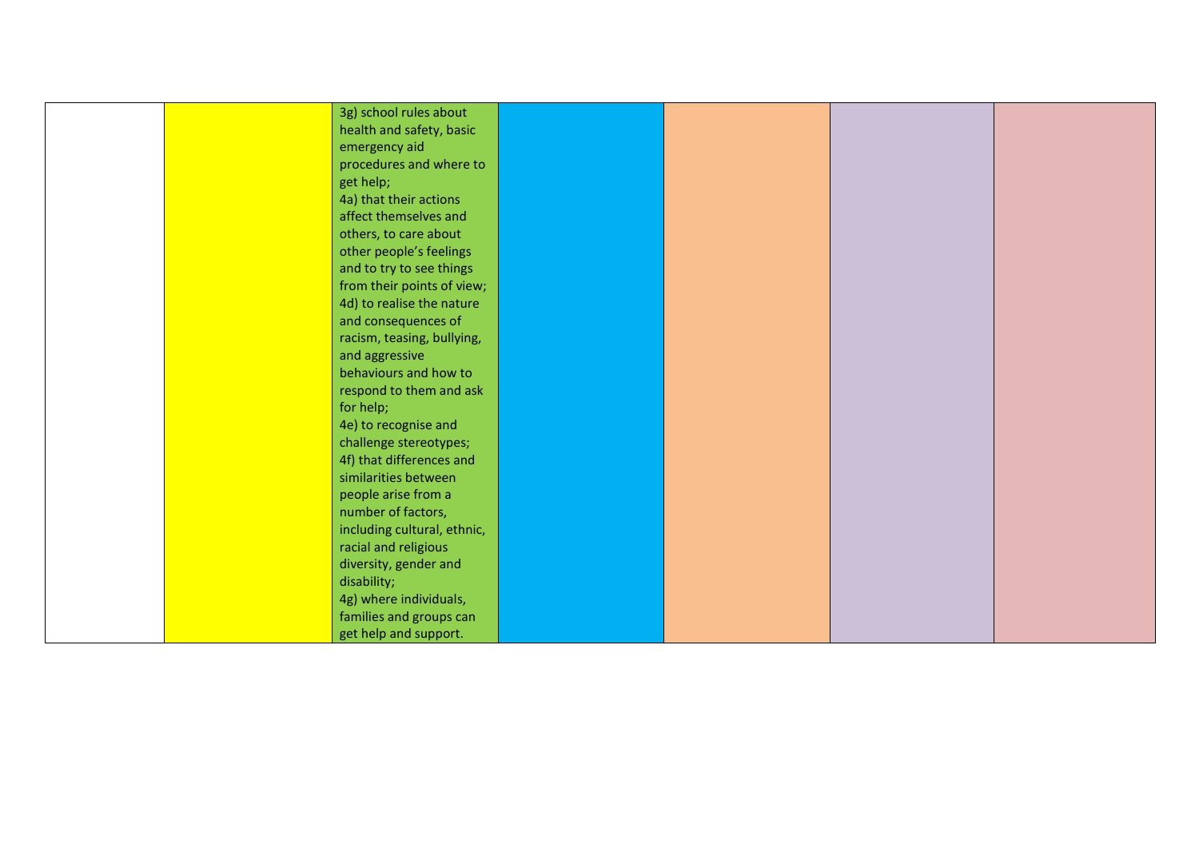| | | | | | | |
|---|---|---|---|---|---|---|
| | | 3g) school rules about health and safety, basic emergency aid procedures and where to get help;<br>4a) that their actions affect themselves and others, to care about other people's feelings and to try to see things from their points of view;<br>4d) to realise the nature and consequences of racism, teasing, bullying, and aggressive behaviours and how to respond to them and ask for help;<br>4e) to recognise and challenge stereotypes;<br>4f) that differences and similarities between people arise from a number of factors, including cultural, ethnic, racial and religious diversity, gender and disability;<br>4g) where individuals, families and groups can get help and support. | | | | |